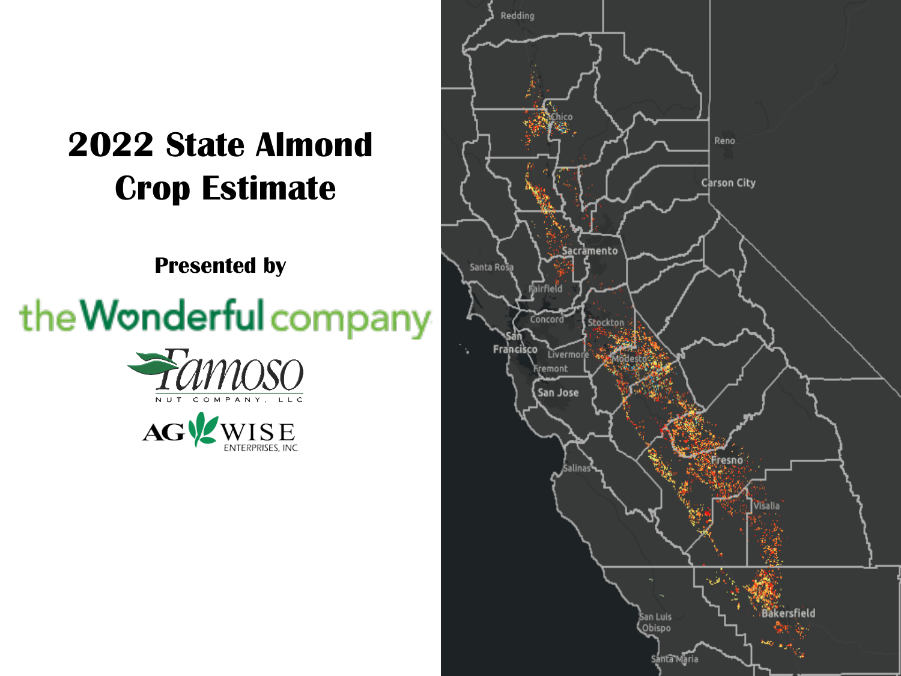# 2022 State Almond Crop Estimate

**Presented by**

the Wonderful company

Famoso NUT COMPANY, LLC

AG WISE ENTERPRISES, INC.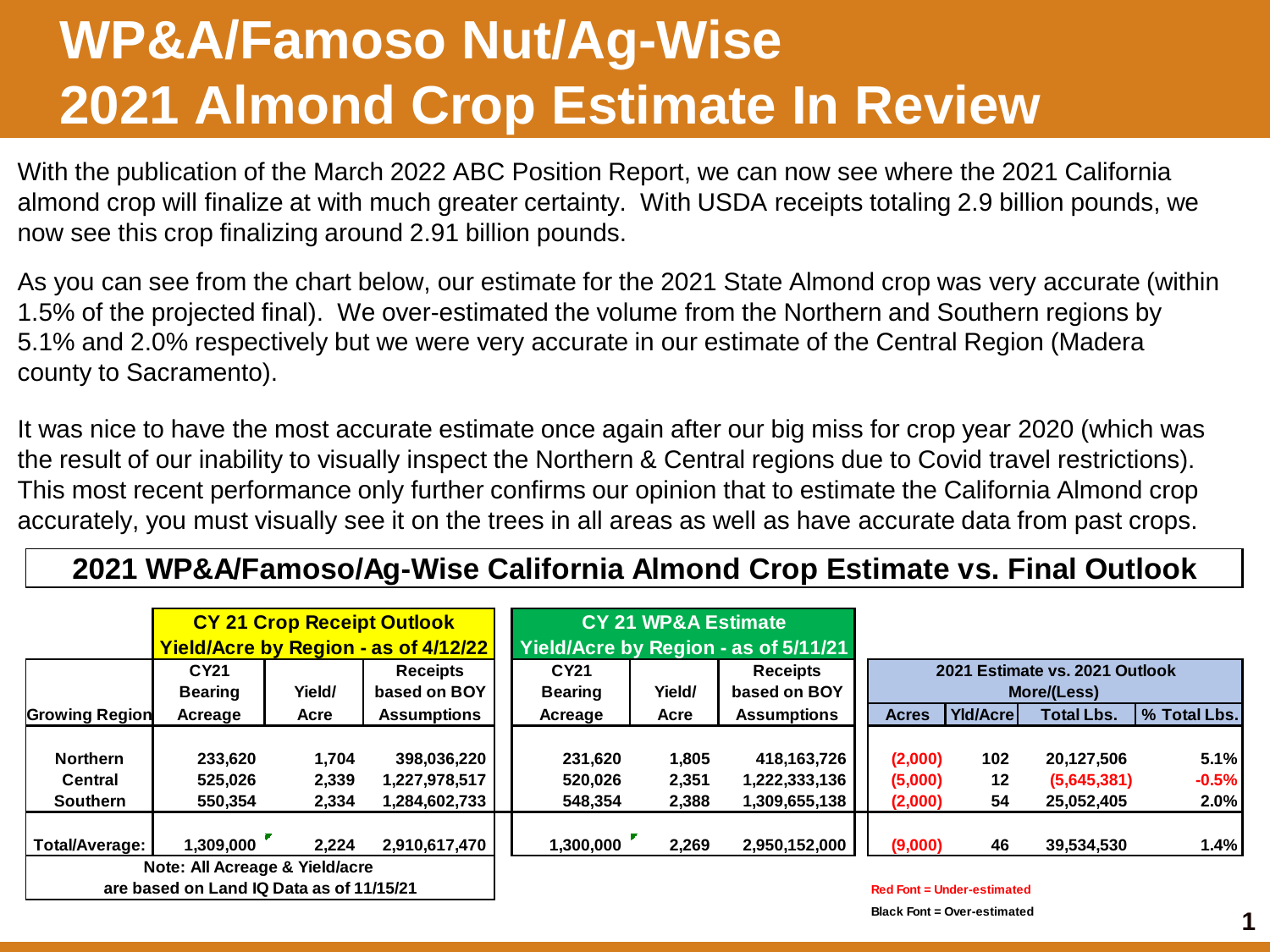# WP&A/Famoso Nut/Ag-Wise
# 2021 Almond Crop Estimate In Review

With the publication of the March 2022 ABC Position Report, we can now see where the 2021 California almond crop will finalize at with much greater certainty. With USDA receipts totaling 2.9 billion pounds, we now see this crop finalizing around 2.91 billion pounds.

As you can see from the chart below, our estimate for the 2021 State Almond crop was very accurate (within 1.5% of the projected final). We over-estimated the volume from the Northern and Southern regions by 5.1% and 2.0% respectively but we were very accurate in our estimate of the Central Region (Madera county to Sacramento).

It was nice to have the most accurate estimate once again after our big miss for crop year 2020 (which was the result of our inability to visually inspect the Northern & Central regions due to Covid travel restrictions). This most recent performance only further confirms our opinion that to estimate the California Almond crop accurately, you must visually see it on the trees in all areas as well as have accurate data from past crops.

## 2021 WP&A/Famoso/Ag-Wise California Almond Crop Estimate vs. Final Outlook

| | CY 21 Crop Receipt Outlook Yield/Acre by Region - as of 4/12/22 | | | CY 21 WP&A Estimate Yield/Acre by Region - as of 5/11/21 | | | 2021 Estimate vs. 2021 Outlook More/(Less) | | | |
|---|---|---|---|---|---|---|---|---|---|---|
| Growing Region | CY21 Bearing Acreage | Yield/ Acre | Receipts based on BOY Assumptions | CY21 Bearing Acreage | Yield/ Acre | Receipts based on BOY Assumptions | Acres | Yld/Acre | Total Lbs. | % Total Lbs. |
| Northern | 233,620 | 1,704 | 398,036,220 | 231,620 | 1,805 | 418,163,726 | (2,000) | 102 | 20,127,506 | 5.1% |
| Central | 525,026 | 2,339 | 1,227,978,517 | 520,026 | 2,351 | 1,222,333,136 | (5,000) | 12 | (5,645,381) | -0.5% |
| Southern | 550,354 | 2,334 | 1,284,602,733 | 548,354 | 2,388 | 1,309,655,138 | (2,000) | 54 | 25,052,405 | 2.0% |
| Total/Average: | 1,309,000 | 2,224 | 2,910,617,470 | 1,300,000 | 2,269 | 2,950,152,000 | (9,000) | 46 | 39,534,530 | 1.4% |

Note: All Acreage & Yield/acre are based on Land IQ Data as of 11/15/21

Red Font = Under-estimated

Black Font = Over-estimated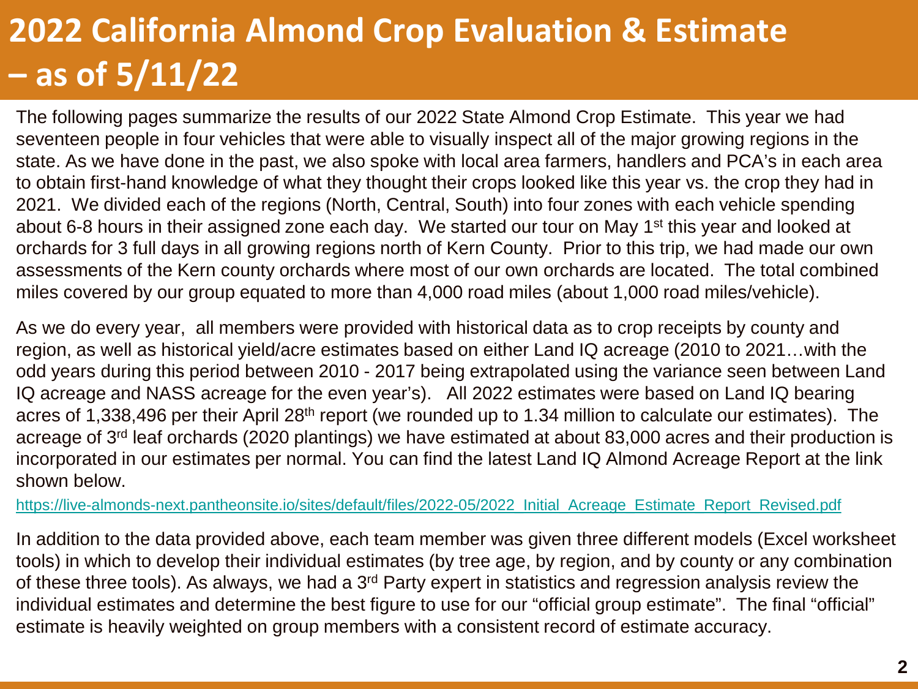# 2022 California Almond Crop Evaluation & Estimate – as of 5/11/22

The following pages summarize the results of our 2022 State Almond Crop Estimate. This year we had seventeen people in four vehicles that were able to visually inspect all of the major growing regions in the state. As we have done in the past, we also spoke with local area farmers, handlers and PCA's in each area to obtain first-hand knowledge of what they thought their crops looked like this year vs. the crop they had in 2021. We divided each of the regions (North, Central, South) into four zones with each vehicle spending about 6-8 hours in their assigned zone each day. We started our tour on May 1st this year and looked at orchards for 3 full days in all growing regions north of Kern County. Prior to this trip, we had made our own assessments of the Kern county orchards where most of our own orchards are located. The total combined miles covered by our group equated to more than 4,000 road miles (about 1,000 road miles/vehicle).

As we do every year, all members were provided with historical data as to crop receipts by county and region, as well as historical yield/acre estimates based on either Land IQ acreage (2010 to 2021…with the odd years during this period between 2010 - 2017 being extrapolated using the variance seen between Land IQ acreage and NASS acreage for the even year's). All 2022 estimates were based on Land IQ bearing acres of 1,338,496 per their April 28th report (we rounded up to 1.34 million to calculate our estimates). The acreage of 3rd leaf orchards (2020 plantings) we have estimated at about 83,000 acres and their production is incorporated in our estimates per normal. You can find the latest Land IQ Almond Acreage Report at the link shown below.

https://live-almonds-next.pantheonsite.io/sites/default/files/2022-05/2022_Initial_Acreage_Estimate_Report_Revised.pdf

In addition to the data provided above, each team member was given three different models (Excel worksheet tools) in which to develop their individual estimates (by tree age, by region, and by county or any combination of these three tools). As always, we had a 3rd Party expert in statistics and regression analysis review the individual estimates and determine the best figure to use for our "official group estimate". The final "official" estimate is heavily weighted on group members with a consistent record of estimate accuracy.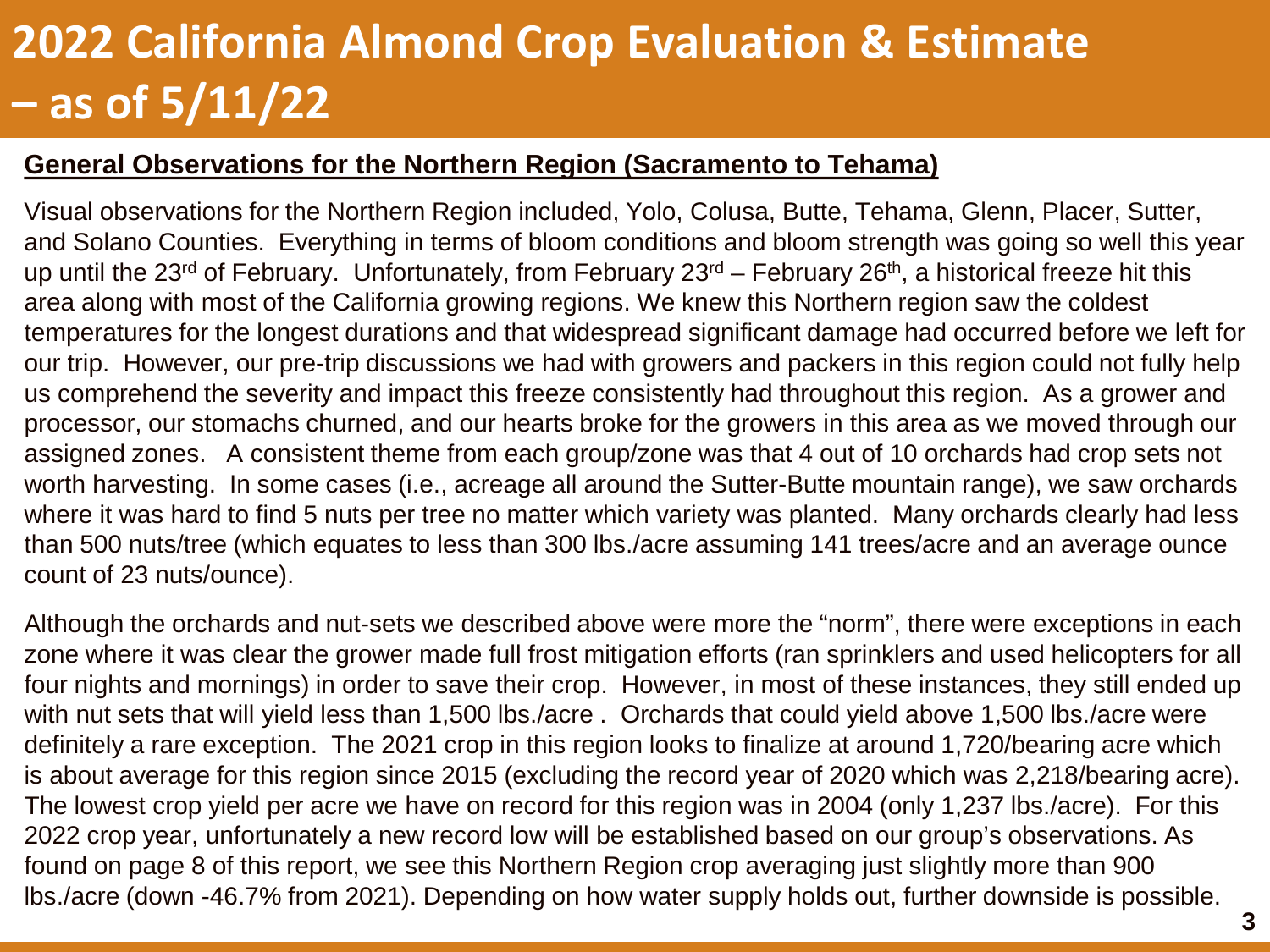# 2022 California Almond Crop Evaluation & Estimate – as of 5/11/22

**General Observations for the Northern Region (Sacramento to Tehama)**

Visual observations for the Northern Region included, Yolo, Colusa, Butte, Tehama, Glenn, Placer, Sutter, and Solano Counties. Everything in terms of bloom conditions and bloom strength was going so well this year up until the 23rd of February. Unfortunately, from February 23rd – February 26th, a historical freeze hit this area along with most of the California growing regions. We knew this Northern region saw the coldest temperatures for the longest durations and that widespread significant damage had occurred before we left for our trip. However, our pre-trip discussions we had with growers and packers in this region could not fully help us comprehend the severity and impact this freeze consistently had throughout this region. As a grower and processor, our stomachs churned, and our hearts broke for the growers in this area as we moved through our assigned zones. A consistent theme from each group/zone was that 4 out of 10 orchards had crop sets not worth harvesting. In some cases (i.e., acreage all around the Sutter-Butte mountain range), we saw orchards where it was hard to find 5 nuts per tree no matter which variety was planted. Many orchards clearly had less than 500 nuts/tree (which equates to less than 300 lbs./acre assuming 141 trees/acre and an average ounce count of 23 nuts/ounce).

Although the orchards and nut-sets we described above were more the "norm", there were exceptions in each zone where it was clear the grower made full frost mitigation efforts (ran sprinklers and used helicopters for all four nights and mornings) in order to save their crop. However, in most of these instances, they still ended up with nut sets that will yield less than 1,500 lbs./acre . Orchards that could yield above 1,500 lbs./acre were definitely a rare exception. The 2021 crop in this region looks to finalize at around 1,720/bearing acre which is about average for this region since 2015 (excluding the record year of 2020 which was 2,218/bearing acre). The lowest crop yield per acre we have on record for this region was in 2004 (only 1,237 lbs./acre). For this 2022 crop year, unfortunately a new record low will be established based on our group's observations. As found on page 8 of this report, we see this Northern Region crop averaging just slightly more than 900 lbs./acre (down -46.7% from 2021). Depending on how water supply holds out, further downside is possible.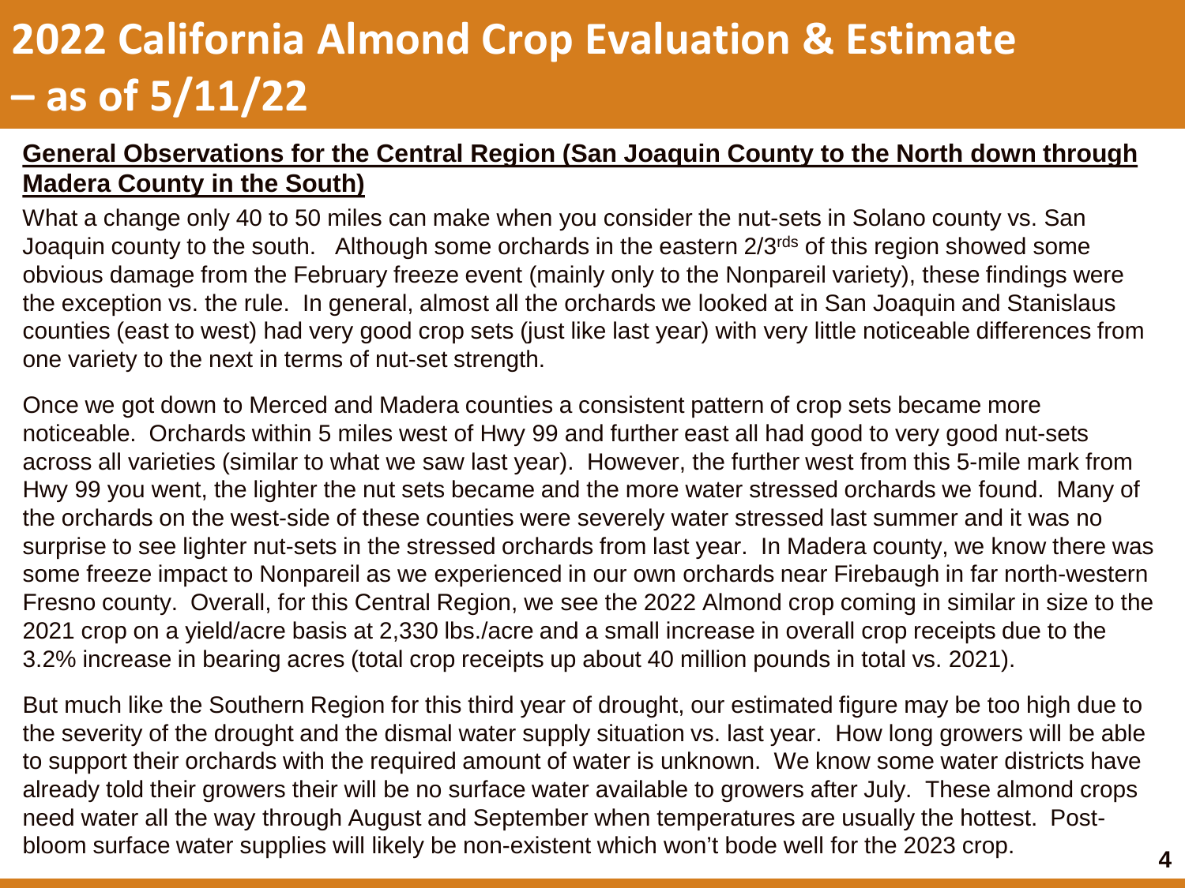# 2022 California Almond Crop Evaluation & Estimate – as of 5/11/22

**General Observations for the Central Region (San Joaquin County to the North down through Madera County in the South)**

What a change only 40 to 50 miles can make when you consider the nut-sets in Solano county vs. San Joaquin county to the south. Although some orchards in the eastern 2/3rds of this region showed some obvious damage from the February freeze event (mainly only to the Nonpareil variety), these findings were the exception vs. the rule. In general, almost all the orchards we looked at in San Joaquin and Stanislaus counties (east to west) had very good crop sets (just like last year) with very little noticeable differences from one variety to the next in terms of nut-set strength.

Once we got down to Merced and Madera counties a consistent pattern of crop sets became more noticeable. Orchards within 5 miles west of Hwy 99 and further east all had good to very good nut-sets across all varieties (similar to what we saw last year). However, the further west from this 5-mile mark from Hwy 99 you went, the lighter the nut sets became and the more water stressed orchards we found. Many of the orchards on the west-side of these counties were severely water stressed last summer and it was no surprise to see lighter nut-sets in the stressed orchards from last year. In Madera county, we know there was some freeze impact to Nonpareil as we experienced in our own orchards near Firebaugh in far north-western Fresno county. Overall, for this Central Region, we see the 2022 Almond crop coming in similar in size to the 2021 crop on a yield/acre basis at 2,330 lbs./acre and a small increase in overall crop receipts due to the 3.2% increase in bearing acres (total crop receipts up about 40 million pounds in total vs. 2021).

But much like the Southern Region for this third year of drought, our estimated figure may be too high due to the severity of the drought and the dismal water supply situation vs. last year. How long growers will be able to support their orchards with the required amount of water is unknown. We know some water districts have already told their growers their will be no surface water available to growers after July. These almond crops need water all the way through August and September when temperatures are usually the hottest. Post-bloom surface water supplies will likely be non-existent which won't bode well for the 2023 crop.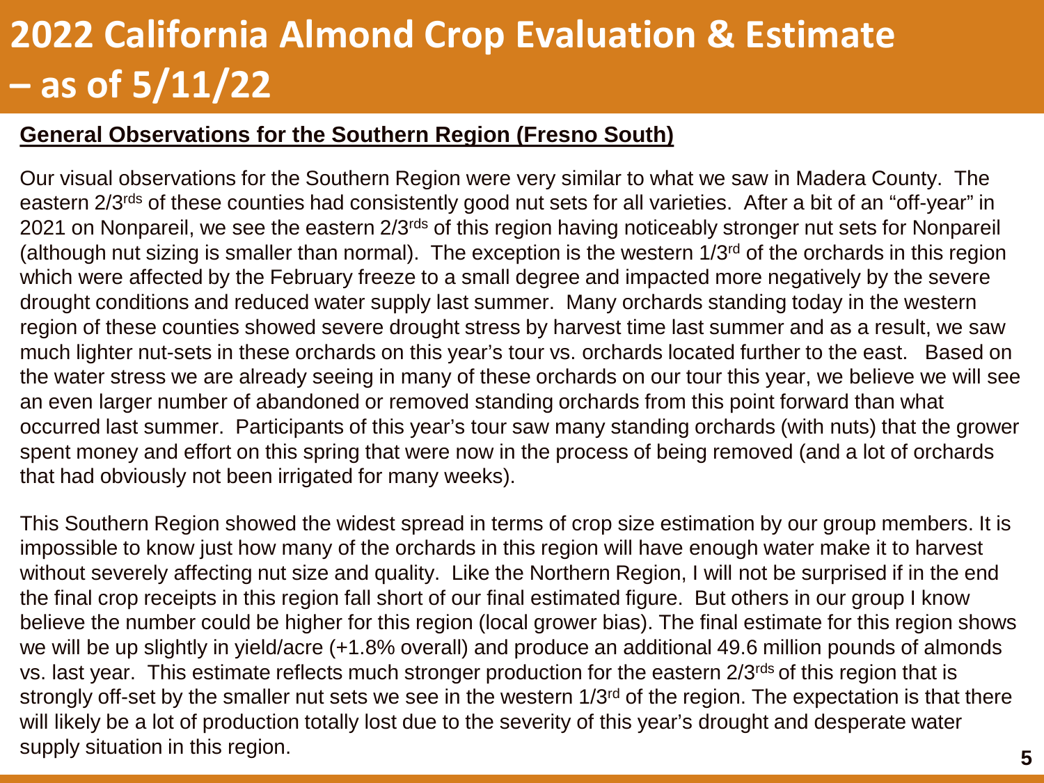# 2022 California Almond Crop Evaluation & Estimate – as of 5/11/22

**General Observations for the Southern Region (Fresno South)**

Our visual observations for the Southern Region were very similar to what we saw in Madera County. The eastern 2/3rds of these counties had consistently good nut sets for all varieties. After a bit of an "off-year" in 2021 on Nonpareil, we see the eastern 2/3rds of this region having noticeably stronger nut sets for Nonpareil (although nut sizing is smaller than normal). The exception is the western 1/3rd of the orchards in this region which were affected by the February freeze to a small degree and impacted more negatively by the severe drought conditions and reduced water supply last summer. Many orchards standing today in the western region of these counties showed severe drought stress by harvest time last summer and as a result, we saw much lighter nut-sets in these orchards on this year's tour vs. orchards located further to the east. Based on the water stress we are already seeing in many of these orchards on our tour this year, we believe we will see an even larger number of abandoned or removed standing orchards from this point forward than what occurred last summer. Participants of this year's tour saw many standing orchards (with nuts) that the grower spent money and effort on this spring that were now in the process of being removed (and a lot of orchards that had obviously not been irrigated for many weeks).

This Southern Region showed the widest spread in terms of crop size estimation by our group members. It is impossible to know just how many of the orchards in this region will have enough water make it to harvest without severely affecting nut size and quality. Like the Northern Region, I will not be surprised if in the end the final crop receipts in this region fall short of our final estimated figure. But others in our group I know believe the number could be higher for this region (local grower bias). The final estimate for this region shows we will be up slightly in yield/acre (+1.8% overall) and produce an additional 49.6 million pounds of almonds vs. last year. This estimate reflects much stronger production for the eastern 2/3rds of this region that is strongly off-set by the smaller nut sets we see in the western 1/3rd of the region. The expectation is that there will likely be a lot of production totally lost due to the severity of this year's drought and desperate water supply situation in this region.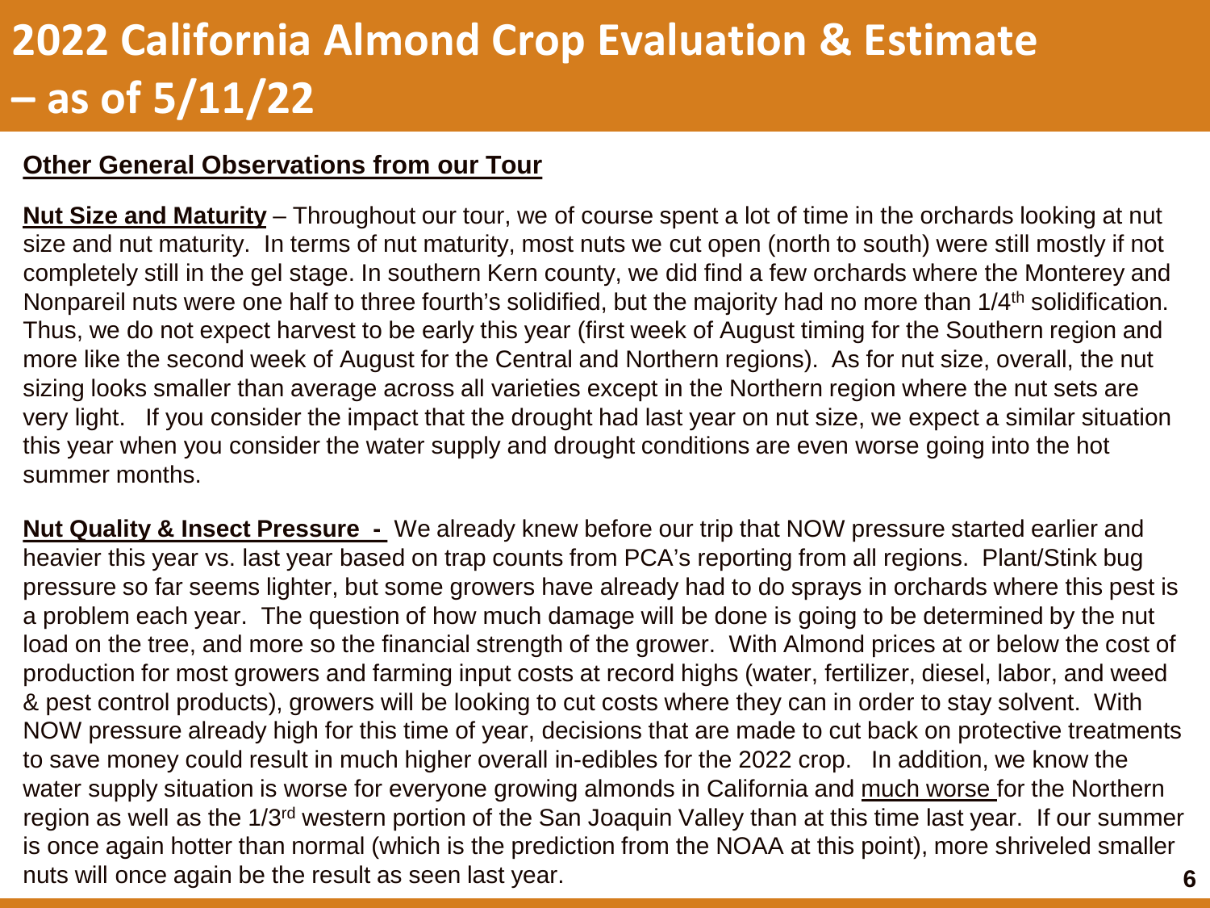# 2022 California Almond Crop Evaluation & Estimate – as of 5/11/22

## Other General Observations from our Tour

**Nut Size and Maturity** – Throughout our tour, we of course spent a lot of time in the orchards looking at nut size and nut maturity. In terms of nut maturity, most nuts we cut open (north to south) were still mostly if not completely still in the gel stage. In southern Kern county, we did find a few orchards where the Monterey and Nonpareil nuts were one half to three fourth's solidified, but the majority had no more than 1/4th solidification. Thus, we do not expect harvest to be early this year (first week of August timing for the Southern region and more like the second week of August for the Central and Northern regions). As for nut size, overall, the nut sizing looks smaller than average across all varieties except in the Northern region where the nut sets are very light. If you consider the impact that the drought had last year on nut size, we expect a similar situation this year when you consider the water supply and drought conditions are even worse going into the hot summer months.

**Nut Quality & Insect Pressure -** We already knew before our trip that NOW pressure started earlier and heavier this year vs. last year based on trap counts from PCA's reporting from all regions. Plant/Stink bug pressure so far seems lighter, but some growers have already had to do sprays in orchards where this pest is a problem each year. The question of how much damage will be done is going to be determined by the nut load on the tree, and more so the financial strength of the grower. With Almond prices at or below the cost of production for most growers and farming input costs at record highs (water, fertilizer, diesel, labor, and weed & pest control products), growers will be looking to cut costs where they can in order to stay solvent. With NOW pressure already high for this time of year, decisions that are made to cut back on protective treatments to save money could result in much higher overall in-edibles for the 2022 crop. In addition, we know the water supply situation is worse for everyone growing almonds in California and much worse for the Northern region as well as the 1/3rd western portion of the San Joaquin Valley than at this time last year. If our summer is once again hotter than normal (which is the prediction from the NOAA at this point), more shriveled smaller nuts will once again be the result as seen last year.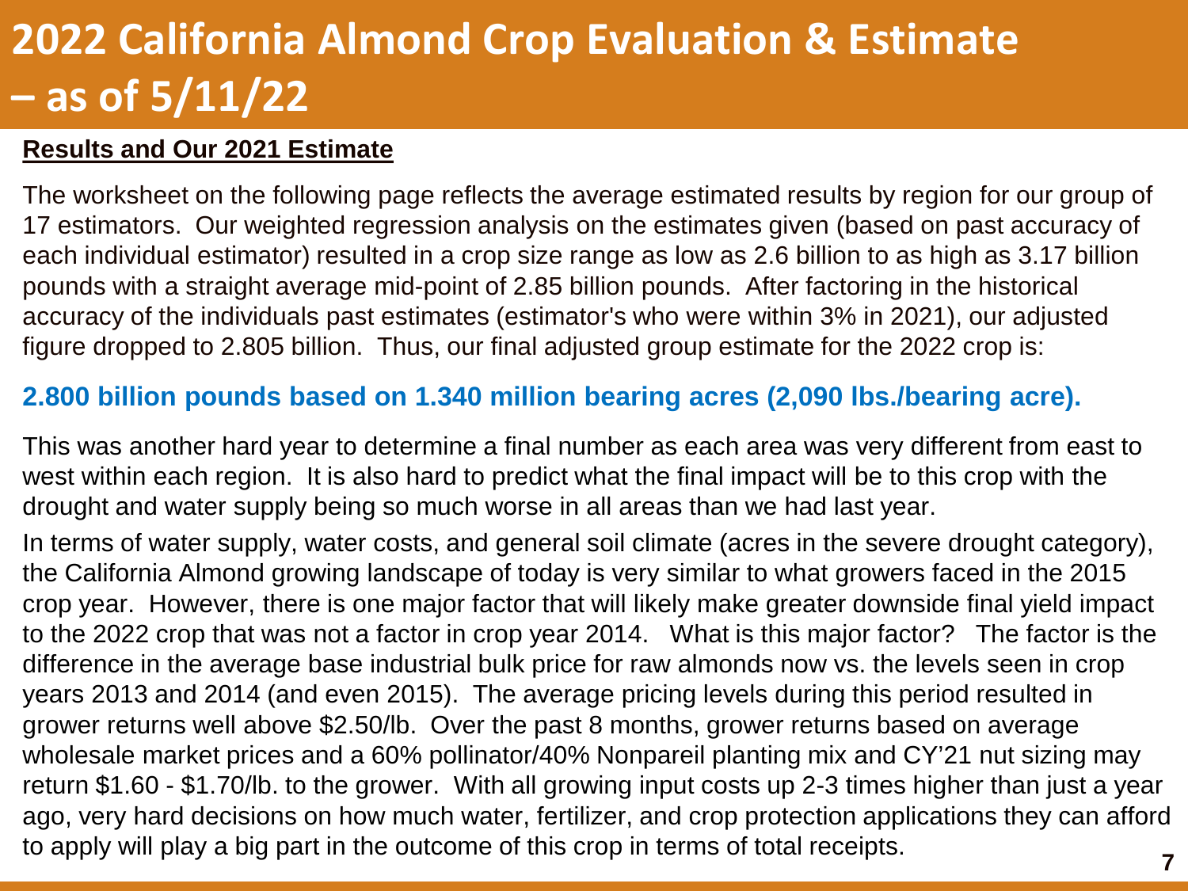# 2022 California Almond Crop Evaluation & Estimate – as of 5/11/22

**Results and Our 2021 Estimate**

The worksheet on the following page reflects the average estimated results by region for our group of 17 estimators. Our weighted regression analysis on the estimates given (based on past accuracy of each individual estimator) resulted in a crop size range as low as 2.6 billion to as high as 3.17 billion pounds with a straight average mid-point of 2.85 billion pounds. After factoring in the historical accuracy of the individuals past estimates (estimator's who were within 3% in 2021), our adjusted figure dropped to 2.805 billion. Thus, our final adjusted group estimate for the 2022 crop is:

**2.800 billion pounds based on 1.340 million bearing acres (2,090 lbs./bearing acre).**

This was another hard year to determine a final number as each area was very different from east to west within each region. It is also hard to predict what the final impact will be to this crop with the drought and water supply being so much worse in all areas than we had last year.

In terms of water supply, water costs, and general soil climate (acres in the severe drought category), the California Almond growing landscape of today is very similar to what growers faced in the 2015 crop year. However, there is one major factor that will likely make greater downside final yield impact to the 2022 crop that was not a factor in crop year 2014. What is this major factor? The factor is the difference in the average base industrial bulk price for raw almonds now vs. the levels seen in crop years 2013 and 2014 (and even 2015). The average pricing levels during this period resulted in grower returns well above $2.50/lb. Over the past 8 months, grower returns based on average wholesale market prices and a 60% pollinator/40% Nonpareil planting mix and CY'21 nut sizing may return $1.60 - $1.70/lb. to the grower. With all growing input costs up 2-3 times higher than just a year ago, very hard decisions on how much water, fertilizer, and crop protection applications they can afford to apply will play a big part in the outcome of this crop in terms of total receipts.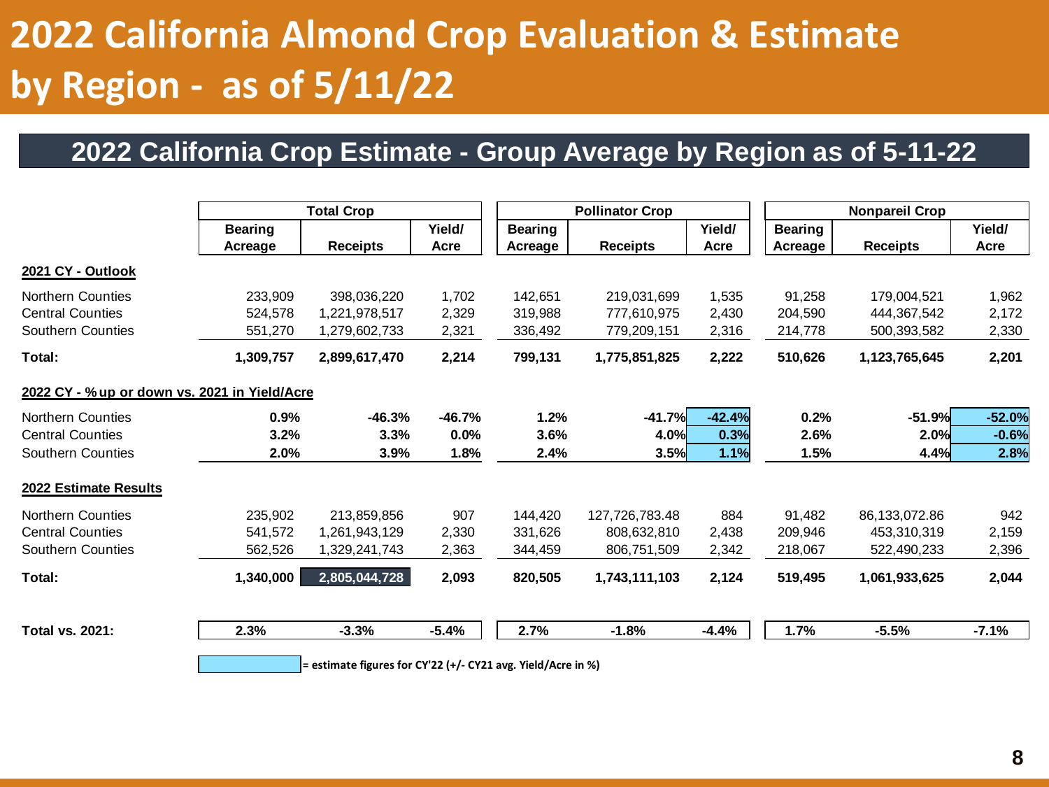# 2022 California Almond Crop Evaluation & Estimate by Region - as of 5/11/22

## 2022 California Crop Estimate - Group Average by Region as of 5-11-22

| | Total Crop | | | Pollinator Crop | | | Nonpareil Crop | | |
|---|---|---|---|---|---|---|---|---|---|
| | Bearing Acreage | Receipts | Yield/ Acre | Bearing Acreage | Receipts | Yield/ Acre | Bearing Acreage | Receipts | Yield/ Acre |
| **2021 CY - Outlook** | | | | | | | | | |
| Northern Counties | 233,909 | 398,036,220 | 1,702 | 142,651 | 219,031,699 | 1,535 | 91,258 | 179,004,521 | 1,962 |
| Central Counties | 524,578 | 1,221,978,517 | 2,329 | 319,988 | 777,610,975 | 2,430 | 204,590 | 444,367,542 | 2,172 |
| Southern Counties | 551,270 | 1,279,602,733 | 2,321 | 336,492 | 779,209,151 | 2,316 | 214,778 | 500,393,582 | 2,330 |
| **Total:** | **1,309,757** | **2,899,617,470** | **2,214** | **799,131** | **1,775,851,825** | **2,222** | **510,626** | **1,123,765,645** | **2,201** |
| **2022 CY - % up or down vs. 2021 in Yield/Acre** | | | | | | | | | |
| Northern Counties | **0.9%** | **-46.3%** | **-46.7%** | **1.2%** | **-41.7%** | **-42.4%** | **0.2%** | **-51.9%** | **-52.0%** |
| Central Counties | **3.2%** | **3.3%** | **0.0%** | **3.6%** | **4.0%** | **0.3%** | **2.6%** | **2.0%** | **-0.6%** |
| Southern Counties | **2.0%** | **3.9%** | **1.8%** | **2.4%** | **3.5%** | **1.1%** | **1.5%** | **4.4%** | **2.8%** |
| **2022 Estimate Results** | | | | | | | | | |
| Northern Counties | 235,902 | 213,859,856 | 907 | 144,420 | 127,726,783.48 | 884 | 91,482 | 86,133,072.86 | 942 |
| Central Counties | 541,572 | 1,261,943,129 | 2,330 | 331,626 | 808,632,810 | 2,438 | 209,946 | 453,310,319 | 2,159 |
| Southern Counties | 562,526 | 1,329,241,743 | 2,363 | 344,459 | 806,751,509 | 2,342 | 218,067 | 522,490,233 | 2,396 |
| **Total:** | **1,340,000** | **2,805,044,728** | **2,093** | **820,505** | **1,743,111,103** | **2,124** | **519,495** | **1,061,933,625** | **2,044** |
| **Total vs. 2021:** | **2.3%** | **-3.3%** | **-5.4%** | **2.7%** | **-1.8%** | **-4.4%** | **1.7%** | **-5.5%** | **-7.1%** |

**= estimate figures for CY'22 (+/- CY21 avg. Yield/Acre in %)**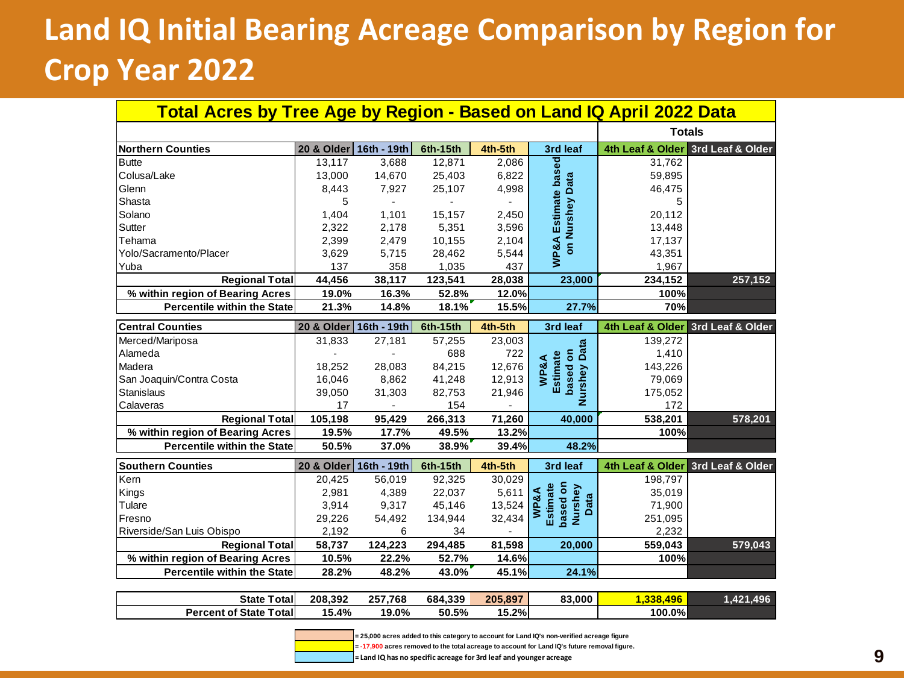# Land IQ Initial Bearing Acreage Comparison by Region for Crop Year 2022

**Total Acres by Tree Age by Region - Based on Land IQ April 2022 Data**

| Northern Counties | 20 & Older | 16th - 19th | 6th-15th | 4th-5th | 3rd leaf | Totals: 4th Leaf & Older | Totals: 3rd Leaf & Older |
|---|---|---|---|---|---|---|---|
| Butte | 13,117 | 3,688 | 12,871 | 2,086 | WP&A Estimate based on Nurshey Data | 31,762 | |
| Colusa/Lake | 13,000 | 14,670 | 25,403 | 6,822 | | 59,895 | |
| Glenn | 8,443 | 7,927 | 25,107 | 4,998 | | 46,475 | |
| Shasta | 5 | - | - | - | | 5 | |
| Solano | 1,404 | 1,101 | 15,157 | 2,450 | | 20,112 | |
| Sutter | 2,322 | 2,178 | 5,351 | 3,596 | | 13,448 | |
| Tehama | 2,399 | 2,479 | 10,155 | 2,104 | | 17,137 | |
| Yolo/Sacramento/Placer | 3,629 | 5,715 | 28,462 | 5,544 | | 43,351 | |
| Yuba | 137 | 358 | 1,035 | 437 | | 1,967 | |
| **Regional Total** | **44,456** | **38,117** | **123,541** | **28,038** | **23,000** | **234,152** | **257,152** |
| **% within region of Bearing Acres** | **19.0%** | **16.3%** | **52.8%** | **12.0%** | | **100%** | |
| **Percentile within the State** | **21.3%** | **14.8%** | **18.1%** | **15.5%** | **27.7%** | **70%** | |

| Central Counties | 20 & Older | 16th - 19th | 6th-15th | 4th-5th | 3rd leaf | 4th Leaf & Older | 3rd Leaf & Older |
|---|---|---|---|---|---|---|---|
| Merced/Mariposa | 31,833 | 27,181 | 57,255 | 23,003 | WP&A Estimate based on Nurshey Data | 139,272 | |
| Alameda | - | - | 688 | 722 | | 1,410 | |
| Madera | 18,252 | 28,083 | 84,215 | 12,676 | | 143,226 | |
| San Joaquin/Contra Costa | 16,046 | 8,862 | 41,248 | 12,913 | | 79,069 | |
| Stanislaus | 39,050 | 31,303 | 82,753 | 21,946 | | 175,052 | |
| Calaveras | 17 | - | 154 | - | | 172 | |
| **Regional Total** | **105,198** | **95,429** | **266,313** | **71,260** | **40,000** | **538,201** | **578,201** |
| **% within region of Bearing Acres** | **19.5%** | **17.7%** | **49.5%** | **13.2%** | | **100%** | |
| **Percentile within the State** | **50.5%** | **37.0%** | **38.9%** | **39.4%** | **48.2%** | | |

| Southern Counties | 20 & Older | 16th - 19th | 6th-15th | 4th-5th | 3rd leaf | 4th Leaf & Older | 3rd Leaf & Older |
|---|---|---|---|---|---|---|---|
| Kern | 20,425 | 56,019 | 92,325 | 30,029 | WP&A Estimate based on Nurshey Data | 198,797 | |
| Kings | 2,981 | 4,389 | 22,037 | 5,611 | | 35,019 | |
| Tulare | 3,914 | 9,317 | 45,146 | 13,524 | | 71,900 | |
| Fresno | 29,226 | 54,492 | 134,944 | 32,434 | | 251,095 | |
| Riverside/San Luis Obispo | 2,192 | 6 | 34 | - | | 2,232 | |
| **Regional Total** | **58,737** | **124,223** | **294,485** | **81,598** | **20,000** | **559,043** | **579,043** |
| **% within region of Bearing Acres** | **10.5%** | **22.2%** | **52.7%** | **14.6%** | | **100%** | |
| **Percentile within the State** | **28.2%** | **48.2%** | **43.0%** | **45.1%** | **24.1%** | | |

| | 20 & Older | 16th - 19th | 6th-15th | 4th-5th | 3rd leaf | 4th Leaf & Older | 3rd Leaf & Older |
|---|---|---|---|---|---|---|---|
| **State Total** | **208,392** | **257,768** | **684,339** | **205,897** | **83,000** | **1,338,496** | **1,421,496** |
| **Percent of State Total** | **15.4%** | **19.0%** | **50.5%** | **15.2%** | | **100.0%** | |

Legend:
- (peach) = 25,000 acres added to this category to account for Land IQ's non-verified acreage figure
- (yellow) = -17,900 acres removed to the total acreage to account for Land IQ's future removal figure.
- (light blue) = Land IQ has no specific acreage for 3rd leaf and younger acreage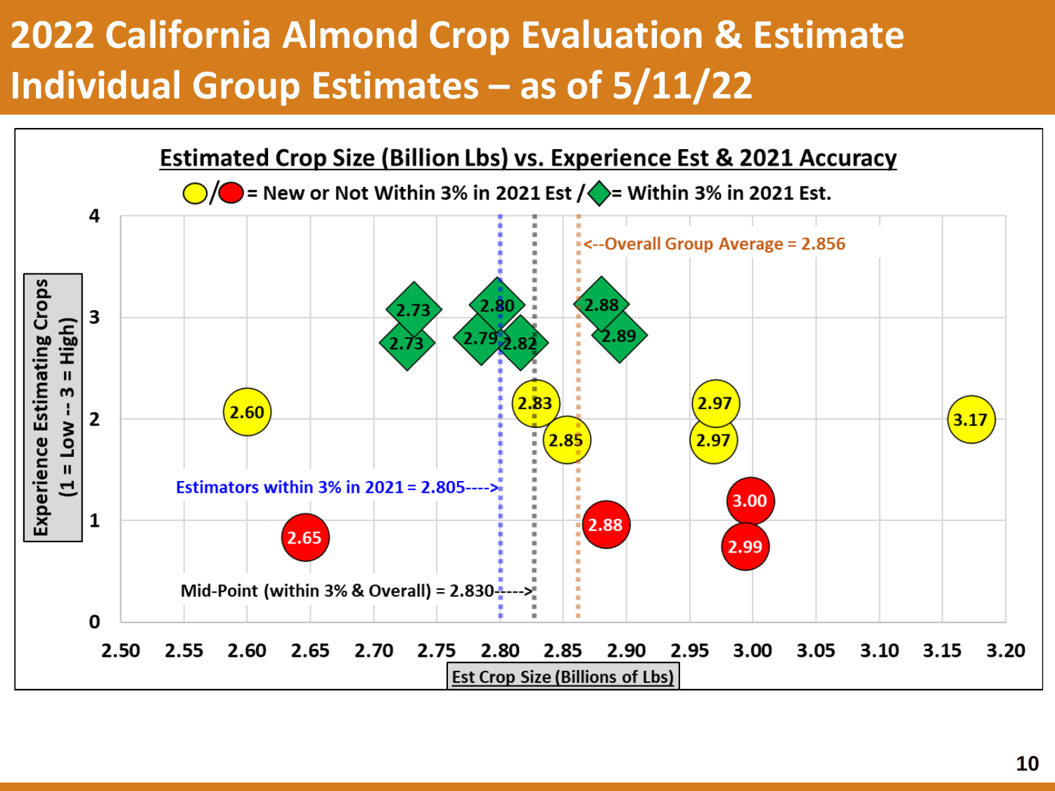# 2022 California Almond Crop Evaluation & Estimate
# Individual Group Estimates – as of 5/11/22

**Estimated Crop Size (Billion Lbs) vs. Experience Est & 2021 Accuracy**

○/● = New or Not Within 3% in 2021 Est / ◆ = Within 3% in 2021 Est.

<--Overall Group Average = 2.856

Estimators within 3% in 2021 = 2.805---->

Mid-Point (within 3% & Overall) = 2.830----->

Y-axis: Experience Estimating Crops (1 = Low -- 3 = High)

X-axis: Est Crop Size (Billions of Lbs)

| Category | Estimates (Billion Lbs) |
| --- | --- |
| Within 3% in 2021 Est. (green) | 2.73, 2.73, 2.79, 2.80, 2.82, 2.88, 2.89 |
| New or Not Within 3% in 2021 Est. (yellow) | 2.60, 2.83, 2.85, 2.97, 2.97, 3.17 |
| New or Not Within 3% in 2021 Est. (red) | 2.65, 2.88, 2.99, 3.00 |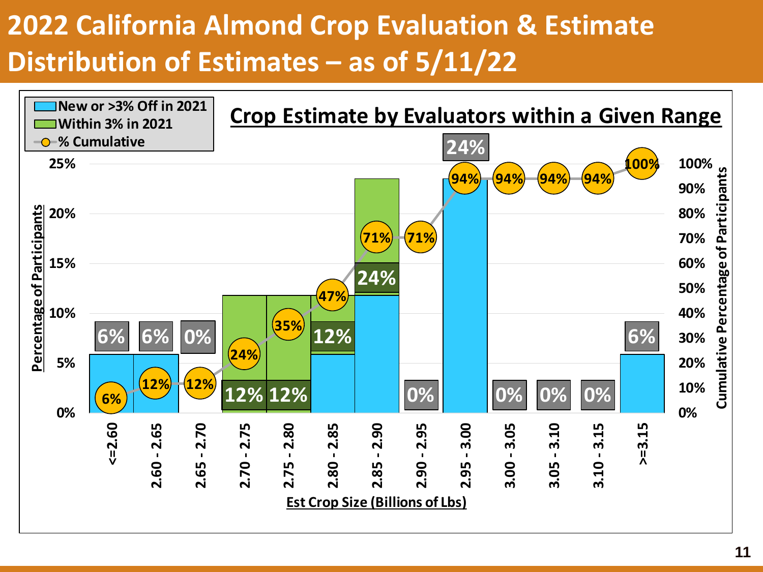# 2022 California Almond Crop Evaluation & Estimate Distribution of Estimates – as of 5/11/22

**Crop Estimate by Evaluators within a Given Range**

Legend: New or >3% Off in 2021 | Within 3% in 2021 | % Cumulative

| Est Crop Size (Billions of Lbs) | Percentage of Participants | % Cumulative |
|---|---|---|
| <=2.60 | 6% | 6% |
| 2.60 - 2.65 | 6% | 12% |
| 2.65 - 2.70 | 0% | 12% |
| 2.70 - 2.75 | 12% | 24% |
| 2.75 - 2.80 | 12% | 35% |
| 2.80 - 2.85 | 12% | 47% |
| 2.85 - 2.90 | 24% | 71% |
| 2.90 - 2.95 | 0% | 71% |
| 2.95 - 3.00 | 24% | 94% |
| 3.00 - 3.05 | 0% | 94% |
| 3.05 - 3.10 | 0% | 94% |
| 3.10 - 3.15 | 0% | 94% |
| >=3.15 | 6% | 100% |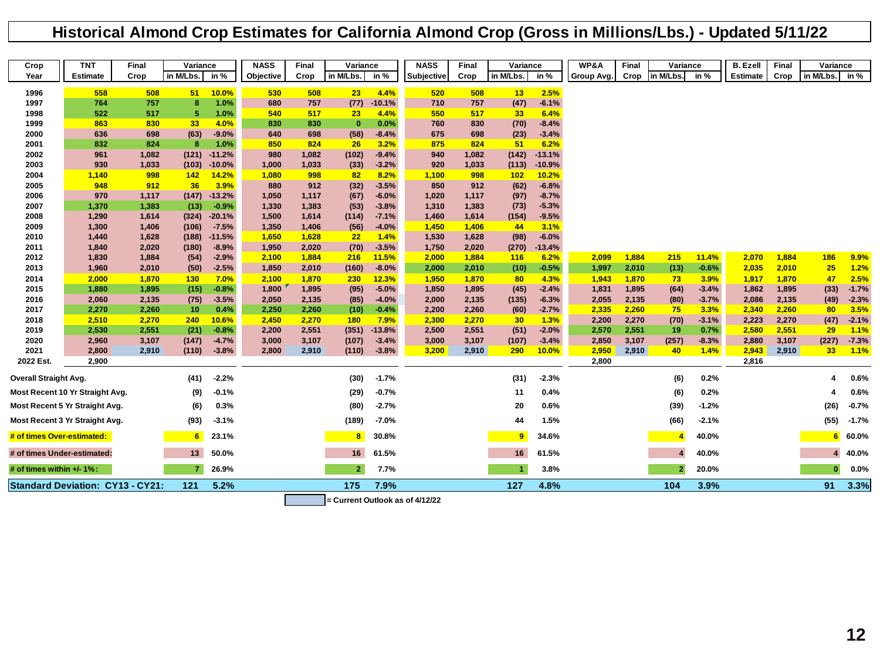# Historical Almond Crop Estimates for California Almond Crop (Gross in Millions/Lbs.) - Updated 5/11/22

| Crop Year | TNT Estimate | Final Crop | Variance in M/Lbs. | Variance in % | NASS Objective | Final Crop | Variance in M/Lbs. | Variance in % | NASS Subjective | Final Crop | Variance in M/Lbs. | Variance in % | WP&A Group Avg. | Final Crop | Variance in M/Lbs. | Variance in % | B. Ezell Estimate | Final Crop | Variance in M/Lbs. | Variance in % |
|---|---|---|---|---|---|---|---|---|---|---|---|---|---|---|---|---|---|---|---|---|
| 1996 | 558 | 508 | 51 | 10.0% | 530 | 508 | 23 | 4.4% | 520 | 508 | 13 | 2.5% | | | | | | | | |
| 1997 | 764 | 757 | 8 | 1.0% | 680 | 757 | (77) | -10.1% | 710 | 757 | (47) | -6.1% | | | | | | | | |
| 1998 | 522 | 517 | 5 | 1.0% | 540 | 517 | 23 | 4.4% | 550 | 517 | 33 | 6.4% | | | | | | | | |
| 1999 | 863 | 830 | 33 | 4.0% | 830 | 830 | 0 | 0.0% | 760 | 830 | (70) | -8.4% | | | | | | | | |
| 2000 | 636 | 698 | (63) | -9.0% | 640 | 698 | (58) | -8.4% | 675 | 698 | (23) | -3.4% | | | | | | | | |
| 2001 | 832 | 824 | 8 | 1.0% | 850 | 824 | 26 | 3.2% | 875 | 824 | 51 | 6.2% | | | | | | | | |
| 2002 | 961 | 1,082 | (121) | -11.2% | 980 | 1,082 | (102) | -9.4% | 940 | 1,082 | (142) | -13.1% | | | | | | | | |
| 2003 | 930 | 1,033 | (103) | -10.0% | 1,000 | 1,033 | (33) | -3.2% | 920 | 1,033 | (113) | -10.9% | | | | | | | | |
| 2004 | 1,140 | 998 | 142 | 14.2% | 1,080 | 998 | 82 | 8.2% | 1,100 | 998 | 102 | 10.2% | | | | | | | | |
| 2005 | 948 | 912 | 36 | 3.9% | 880 | 912 | (32) | -3.5% | 850 | 912 | (62) | -6.8% | | | | | | | | |
| 2006 | 970 | 1,117 | (147) | -13.2% | 1,050 | 1,117 | (67) | -6.0% | 1,020 | 1,117 | (97) | -8.7% | | | | | | | | |
| 2007 | 1,370 | 1,383 | (13) | -0.9% | 1,330 | 1,383 | (53) | -3.8% | 1,310 | 1,383 | (73) | -5.3% | | | | | | | | |
| 2008 | 1,290 | 1,614 | (324) | -20.1% | 1,500 | 1,614 | (114) | -7.1% | 1,460 | 1,614 | (154) | -9.5% | | | | | | | | |
| 2009 | 1,300 | 1,406 | (106) | -7.5% | 1,350 | 1,406 | (56) | -4.0% | 1,450 | 1,406 | 44 | 3.1% | | | | | | | | |
| 2010 | 1,440 | 1,628 | (188) | -11.5% | 1,650 | 1,628 | 22 | 1.4% | 1,530 | 1,628 | (98) | -6.0% | | | | | | | | |
| 2011 | 1,840 | 2,020 | (180) | -8.9% | 1,950 | 2,020 | (70) | -3.5% | 1,750 | 2,020 | (270) | -13.4% | | | | | | | | |
| 2012 | 1,830 | 1,884 | (54) | -2.9% | 2,100 | 1,884 | 216 | 11.5% | 2,000 | 1,884 | 116 | 6.2% | 2,099 | 1,884 | 215 | 11.4% | 2,070 | 1,884 | 186 | 9.9% |
| 2013 | 1,960 | 2,010 | (50) | -2.5% | 1,850 | 2,010 | (160) | -8.0% | 2,000 | 2,010 | (10) | -0.5% | 1,997 | 2,010 | (13) | -0.6% | 2,035 | 2,010 | 25 | 1.2% |
| 2014 | 2,000 | 1,870 | 130 | 7.0% | 2,100 | 1,870 | 230 | 12.3% | 1,950 | 1,870 | 80 | 4.3% | 1,943 | 1,870 | 73 | 3.9% | 1,917 | 1,870 | 47 | 2.5% |
| 2015 | 1,880 | 1,895 | (15) | -0.8% | 1,800 | 1,895 | (95) | -5.0% | 1,850 | 1,895 | (45) | -2.4% | 1,831 | 1,895 | (64) | -3.4% | 1,862 | 1,895 | (33) | -1.7% |
| 2016 | 2,060 | 2,135 | (75) | -3.5% | 2,050 | 2,135 | (85) | -4.0% | 2,000 | 2,135 | (135) | -6.3% | 2,055 | 2,135 | (80) | -3.7% | 2,086 | 2,135 | (49) | -2.3% |
| 2017 | 2,270 | 2,260 | 10 | 0.4% | 2,250 | 2,260 | (10) | -0.4% | 2,200 | 2,260 | (60) | -2.7% | 2,335 | 2,260 | 75 | 3.3% | 2,340 | 2,260 | 80 | 3.5% |
| 2018 | 2,510 | 2,270 | 240 | 10.6% | 2,450 | 2,270 | 180 | 7.9% | 2,300 | 2,270 | 30 | 1.3% | 2,200 | 2,270 | (70) | -3.1% | 2,223 | 2,270 | (47) | -2.1% |
| 2019 | 2,530 | 2,551 | (21) | -0.8% | 2,200 | 2,551 | (351) | -13.8% | 2,500 | 2,551 | (51) | -2.0% | 2,570 | 2,551 | 19 | 0.7% | 2,580 | 2,551 | 29 | 1.1% |
| 2020 | 2,960 | 3,107 | (147) | -4.7% | 3,000 | 3,107 | (107) | -3.4% | 3,000 | 3,107 | (107) | -3.4% | 2,850 | 3,107 | (257) | -8.3% | 2,880 | 3,107 | (227) | -7.3% |
| 2021 | 2,800 | 2,910 | (110) | -3.8% | 2,800 | 2,910 | (110) | -3.8% | 3,200 | 2,910 | 290 | 10.0% | 2,950 | 2,910 | 40 | 1.4% | 2,943 | 2,910 | 33 | 1.1% |
| 2022 Est. | 2,900 | | | | | | | | | | | | 2,800 | | | | 2,816 | | | |
| Overall Straight Avg. | | | (41) | -2.2% | | | (30) | -1.7% | | | (31) | -2.3% | | | (6) | 0.2% | | | 4 | 0.6% |
| Most Recent 10 Yr Straight Avg. | | | (9) | -0.1% | | | (29) | -0.7% | | | 11 | 0.4% | | | (6) | 0.2% | | | 4 | 0.6% |
| Most Recent 5 Yr Straight Avg. | | | (6) | 0.3% | | | (80) | -2.7% | | | 20 | 0.6% | | | (39) | -1.2% | | | (26) | -0.7% |
| Most Recent 3 Yr Straight Avg. | | | (93) | -3.1% | | | (189) | -7.0% | | | 44 | 1.5% | | | (66) | -2.1% | | | (55) | -1.7% |
| # of times Over-estimated: | | | 6 | 23.1% | | | 8 | 30.8% | | | 9 | 34.6% | | | 4 | 40.0% | | | 6 | 60.0% |
| # of times Under-estimated: | | | 13 | 50.0% | | | 16 | 61.5% | | | 16 | 61.5% | | | 4 | 40.0% | | | 4 | 40.0% |
| # of times within +/- 1%: | | | 7 | 26.9% | | | 2 | 7.7% | | | 1 | 3.8% | | | 2 | 20.0% | | | 0 | 0.0% |
| Standard Deviation: CY13 - CY21: | | | 121 | 5.2% | | | 175 | 7.9% | | | 127 | 4.8% | | | 104 | 3.9% | | | 91 | 3.3% |

= Current Outlook as of 4/12/22